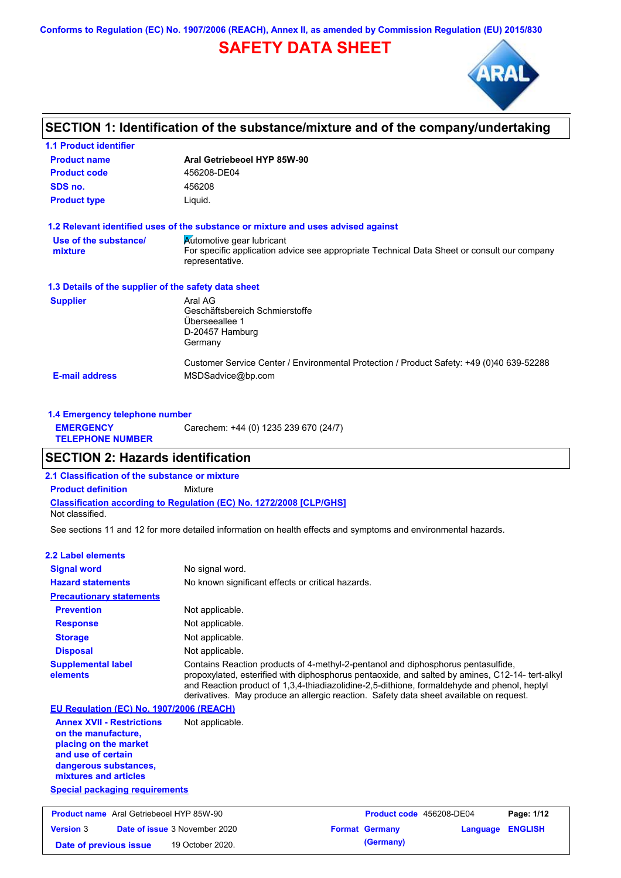Conforms to Regulation (EC) No. 1907/2006 (REACH), Annex II, as amended by Commission Regulation (EU) 2015/830

# SAFETY DATA SHEET

## SECTION 1: Identification of the substance/mixture and of the company/undertaking

### 1.1 Product identifier

| | |
|---|---|
| **Product name** | **Aral Getriebeoel HYP 85W-90** |
| **Product code** | 456208-DE04 |
| **SDS no.** | 456208 |
| **Product type** | Liquid. |

### 1.2 Relevant identified uses of the substance or mixture and uses advised against

| | |
|---|---|
| **Use of the substance/ mixture** | Automotive gear lubricant<br>For specific application advice see appropriate Technical Data Sheet or consult our company representative. |

### 1.3 Details of the supplier of the safety data sheet

| | |
|---|---|
| **Supplier** | Aral AG<br>Geschäftsbereich Schmierstoffe<br>Überseeallee 1<br>D-20457 Hamburg<br>Germany<br><br>Customer Service Center / Environmental Protection / Product Safety: +49 (0)40 639-52288 |
| **E-mail address** | MSDSadvice@bp.com |

### 1.4 Emergency telephone number

| | |
|---|---|
| **EMERGENCY TELEPHONE NUMBER** | Carechem: +44 (0) 1235 239 670 (24/7) |

## SECTION 2: Hazards identification

### 2.1 Classification of the substance or mixture

**Product definition** Mixture

**Classification according to Regulation (EC) No. 1272/2008 [CLP/GHS]**

Not classified.

See sections 11 and 12 for more detailed information on health effects and symptoms and environmental hazards.

### 2.2 Label elements

| | |
|---|---|
| **Signal word** | No signal word. |
| **Hazard statements** | No known significant effects or critical hazards. |
| **Precautionary statements** | |
| **Prevention** | Not applicable. |
| **Response** | Not applicable. |
| **Storage** | Not applicable. |
| **Disposal** | Not applicable. |
| **Supplemental label elements** | Contains Reaction products of 4-methyl-2-pentanol and diphosphorus pentasulfide, propoxylated, esterified with diphosphorus pentaoxide, and salted by amines, C12-14- tert-alkyl and Reaction product of 1,3,4-thiadiazolidine-2,5-dithione, formaldehyde and phenol, heptyl derivatives. May produce an allergic reaction. Safety data sheet available on request. |

**EU Regulation (EC) No. 1907/2006 (REACH)**

| | |
|---|---|
| **Annex XVII - Restrictions on the manufacture, placing on the market and use of certain dangerous substances, mixtures and articles** | Not applicable. |

**Special packaging requirements**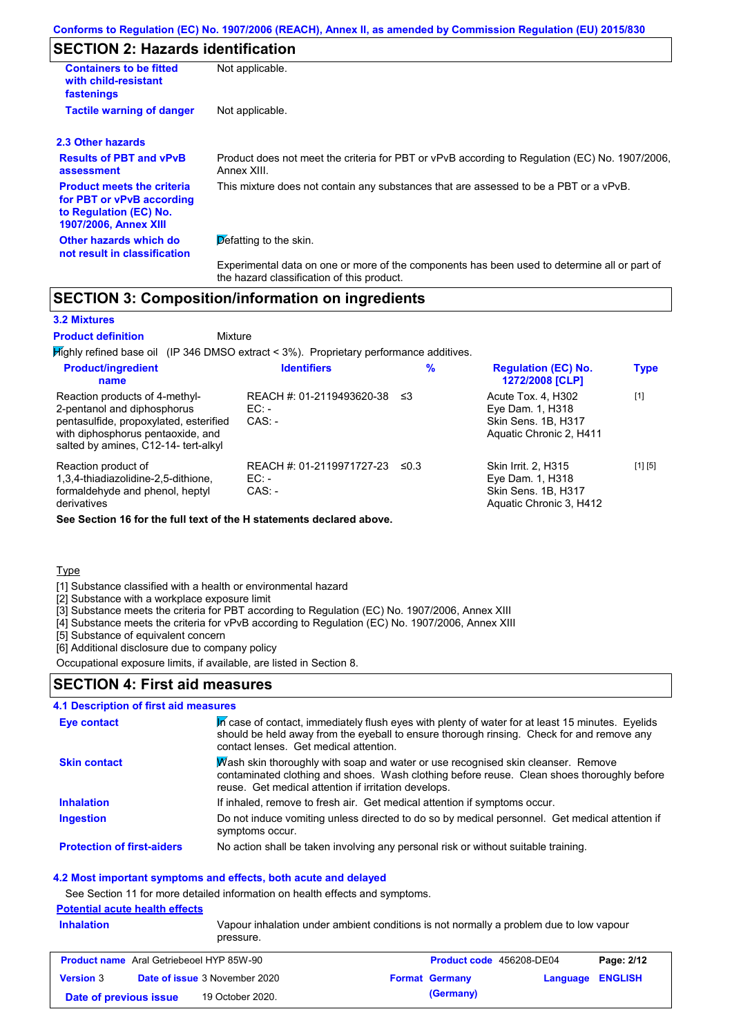Conforms to Regulation (EC) No. 1907/2006 (REACH), Annex II, as amended by Commission Regulation (EU) 2015/830

## SECTION 2: Hazards identification

| | |
|---|---|
| **Containers to be fitted with child-resistant fastenings** | Not applicable. |
| **Tactile warning of danger** | Not applicable. |

### 2.3 Other hazards

| | |
|---|---|
| **Results of PBT and vPvB assessment** | Product does not meet the criteria for PBT or vPvB according to Regulation (EC) No. 1907/2006, Annex XIII. |
| **Product meets the criteria for PBT or vPvB according to Regulation (EC) No. 1907/2006, Annex XIII** | This mixture does not contain any substances that are assessed to be a PBT or a vPvB. |
| **Other hazards which do not result in classification** | Defatting to the skin.<br><br>Experimental data on one or more of the components has been used to determine all or part of the hazard classification of this product. |

## SECTION 3: Composition/information on ingredients

### 3.2 Mixtures

**Product definition** Mixture

Highly refined base oil (IP 346 DMSO extract < 3%). Proprietary performance additives.

| Product/ingredient name | Identifiers | % | Regulation (EC) No. 1272/2008 [CLP] | Type |
|---|---|---|---|---|
| Reaction products of 4-methyl-2-pentanol and diphosphorus pentasulfide, propoxylated, esterified with diphosphorus pentaoxide, and salted by amines, C12-14- tert-alkyl | REACH #: 01-2119493620-38<br>EC: -<br>CAS: - | ≤3 | Acute Tox. 4, H302<br>Eye Dam. 1, H318<br>Skin Sens. 1B, H317<br>Aquatic Chronic 2, H411 | [1] |
| Reaction product of 1,3,4-thiadiazolidine-2,5-dithione, formaldehyde and phenol, heptyl derivatives | REACH #: 01-2119971727-23<br>EC: -<br>CAS: - | ≤0.3 | Skin Irrit. 2, H315<br>Eye Dam. 1, H318<br>Skin Sens. 1B, H317<br>Aquatic Chronic 3, H412 | [1] [5] |

**See Section 16 for the full text of the H statements declared above.**

Type

[1] Substance classified with a health or environmental hazard
[2] Substance with a workplace exposure limit
[3] Substance meets the criteria for PBT according to Regulation (EC) No. 1907/2006, Annex XIII
[4] Substance meets the criteria for vPvB according to Regulation (EC) No. 1907/2006, Annex XIII
[5] Substance of equivalent concern
[6] Additional disclosure due to company policy

Occupational exposure limits, if available, are listed in Section 8.

## SECTION 4: First aid measures

### 4.1 Description of first aid measures

| | |
|---|---|
| **Eye contact** | In case of contact, immediately flush eyes with plenty of water for at least 15 minutes. Eyelids should be held away from the eyeball to ensure thorough rinsing. Check for and remove any contact lenses. Get medical attention. |
| **Skin contact** | Wash skin thoroughly with soap and water or use recognised skin cleanser. Remove contaminated clothing and shoes. Wash clothing before reuse. Clean shoes thoroughly before reuse. Get medical attention if irritation develops. |
| **Inhalation** | If inhaled, remove to fresh air. Get medical attention if symptoms occur. |
| **Ingestion** | Do not induce vomiting unless directed to do so by medical personnel. Get medical attention if symptoms occur. |
| **Protection of first-aiders** | No action shall be taken involving any personal risk or without suitable training. |

### 4.2 Most important symptoms and effects, both acute and delayed

See Section 11 for more detailed information on health effects and symptoms.

**Potential acute health effects**

| | |
|---|---|
| **Inhalation** | Vapour inhalation under ambient conditions is not normally a problem due to low vapour pressure. |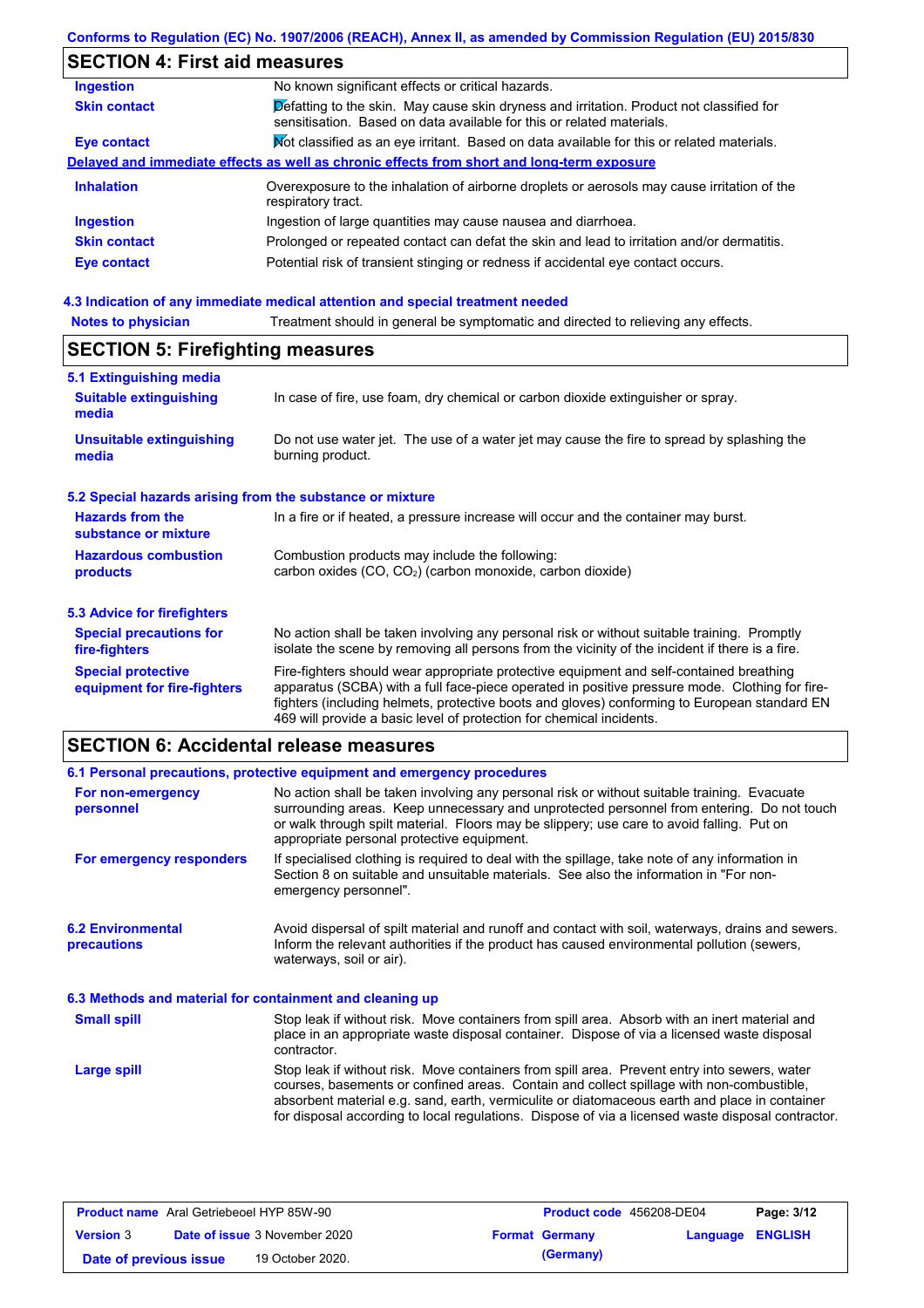## SECTION 4: First aid measures

| | |
|---|---|
| **Ingestion** | No known significant effects or critical hazards. |
| **Skin contact** | Defatting to the skin. May cause skin dryness and irritation. Product not classified for sensitisation. Based on data available for this or related materials. |
| **Eye contact** | Not classified as an eye irritant. Based on data available for this or related materials. |

**Delayed and immediate effects as well as chronic effects from short and long-term exposure**

| | |
|---|---|
| **Inhalation** | Overexposure to the inhalation of airborne droplets or aerosols may cause irritation of the respiratory tract. |
| **Ingestion** | Ingestion of large quantities may cause nausea and diarrhoea. |
| **Skin contact** | Prolonged or repeated contact can defat the skin and lead to irritation and/or dermatitis. |
| **Eye contact** | Potential risk of transient stinging or redness if accidental eye contact occurs. |

### 4.3 Indication of any immediate medical attention and special treatment needed

| | |
|---|---|
| **Notes to physician** | Treatment should in general be symptomatic and directed to relieving any effects. |

## SECTION 5: Firefighting measures

### 5.1 Extinguishing media

| | |
|---|---|
| **Suitable extinguishing media** | In case of fire, use foam, dry chemical or carbon dioxide extinguisher or spray. |
| **Unsuitable extinguishing media** | Do not use water jet. The use of a water jet may cause the fire to spread by splashing the burning product. |

### 5.2 Special hazards arising from the substance or mixture

| | |
|---|---|
| **Hazards from the substance or mixture** | In a fire or if heated, a pressure increase will occur and the container may burst. |
| **Hazardous combustion products** | Combustion products may include the following: carbon oxides (CO, $CO_2$) (carbon monoxide, carbon dioxide) |

### 5.3 Advice for firefighters

| | |
|---|---|
| **Special precautions for fire-fighters** | No action shall be taken involving any personal risk or without suitable training. Promptly isolate the scene by removing all persons from the vicinity of the incident if there is a fire. |
| **Special protective equipment for fire-fighters** | Fire-fighters should wear appropriate protective equipment and self-contained breathing apparatus (SCBA) with a full face-piece operated in positive pressure mode. Clothing for fire-fighters (including helmets, protective boots and gloves) conforming to European standard EN 469 will provide a basic level of protection for chemical incidents. |

## SECTION 6: Accidental release measures

### 6.1 Personal precautions, protective equipment and emergency procedures

| | |
|---|---|
| **For non-emergency personnel** | No action shall be taken involving any personal risk or without suitable training. Evacuate surrounding areas. Keep unnecessary and unprotected personnel from entering. Do not touch or walk through spilt material. Floors may be slippery; use care to avoid falling. Put on appropriate personal protective equipment. |
| **For emergency responders** | If specialised clothing is required to deal with the spillage, take note of any information in Section 8 on suitable and unsuitable materials. See also the information in "For non-emergency personnel". |

| | |
|---|---|
| **6.2 Environmental precautions** | Avoid dispersal of spilt material and runoff and contact with soil, waterways, drains and sewers. Inform the relevant authorities if the product has caused environmental pollution (sewers, waterways, soil or air). |

### 6.3 Methods and material for containment and cleaning up

| | |
|---|---|
| **Small spill** | Stop leak if without risk. Move containers from spill area. Absorb with an inert material and place in an appropriate waste disposal container. Dispose of via a licensed waste disposal contractor. |
| **Large spill** | Stop leak if without risk. Move containers from spill area. Prevent entry into sewers, water courses, basements or confined areas. Contain and collect spillage with non-combustible, absorbent material e.g. sand, earth, vermiculite or diatomaceous earth and place in container for disposal according to local regulations. Dispose of via a licensed waste disposal contractor. |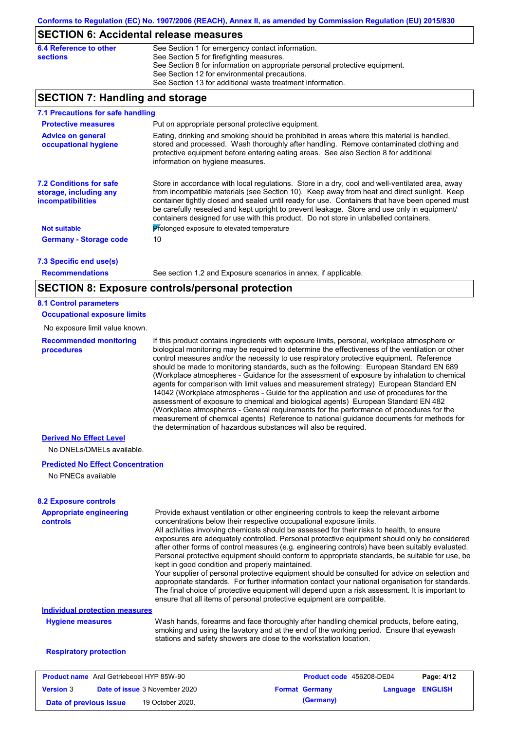## SECTION 6: Accidental release measures

**6.4 Reference to other sections**

See Section 1 for emergency contact information.
See Section 5 for firefighting measures.
See Section 8 for information on appropriate personal protective equipment.
See Section 12 for environmental precautions.
See Section 13 for additional waste treatment information.

## SECTION 7: Handling and storage

### 7.1 Precautions for safe handling

**Protective measures**

Put on appropriate personal protective equipment.

**Advice on general occupational hygiene**

Eating, drinking and smoking should be prohibited in areas where this material is handled, stored and processed. Wash thoroughly after handling. Remove contaminated clothing and protective equipment before entering eating areas. See also Section 8 for additional information on hygiene measures.

### 7.2 Conditions for safe storage, including any incompatibilities

Store in accordance with local regulations. Store in a dry, cool and well-ventilated area, away from incompatible materials (see Section 10). Keep away from heat and direct sunlight. Keep container tightly closed and sealed until ready for use. Containers that have been opened must be carefully resealed and kept upright to prevent leakage. Store and use only in equipment/ containers designed for use with this product. Do not store in unlabelled containers.

**Not suitable**

Prolonged exposure to elevated temperature

**Germany - Storage code**

10

### 7.3 Specific end use(s)

**Recommendations**

See section 1.2 and Exposure scenarios in annex, if applicable.

## SECTION 8: Exposure controls/personal protection

### 8.1 Control parameters

**Occupational exposure limits**

No exposure limit value known.

**Recommended monitoring procedures**

If this product contains ingredients with exposure limits, personal, workplace atmosphere or biological monitoring may be required to determine the effectiveness of the ventilation or other control measures and/or the necessity to use respiratory protective equipment. Reference should be made to monitoring standards, such as the following: European Standard EN 689 (Workplace atmospheres - Guidance for the assessment of exposure by inhalation to chemical agents for comparison with limit values and measurement strategy) European Standard EN 14042 (Workplace atmospheres - Guide for the application and use of procedures for the assessment of exposure to chemical and biological agents) European Standard EN 482 (Workplace atmospheres - General requirements for the performance of procedures for the measurement of chemical agents) Reference to national guidance documents for methods for the determination of hazardous substances will also be required.

**Derived No Effect Level**

No DNELs/DMELs available.

**Predicted No Effect Concentration**

No PNECs available

### 8.2 Exposure controls

**Appropriate engineering controls**

Provide exhaust ventilation or other engineering controls to keep the relevant airborne concentrations below their respective occupational exposure limits.
All activities involving chemicals should be assessed for their risks to health, to ensure exposures are adequately controlled. Personal protective equipment should only be considered after other forms of control measures (e.g. engineering controls) have been suitably evaluated. Personal protective equipment should conform to appropriate standards, be suitable for use, be kept in good condition and properly maintained.
Your supplier of personal protective equipment should be consulted for advice on selection and appropriate standards. For further information contact your national organisation for standards.
The final choice of protective equipment will depend upon a risk assessment. It is important to ensure that all items of personal protective equipment are compatible.

**Individual protection measures**

**Hygiene measures**

Wash hands, forearms and face thoroughly after handling chemical products, before eating, smoking and using the lavatory and at the end of the working period. Ensure that eyewash stations and safety showers are close to the workstation location.

**Respiratory protection**

| Product name | Aral Getriebeoel HYP 85W-90 | Product code | 456208-DE04 | Page: 4/12 |
|---|---|---|---|---|
| Version 3 | Date of issue 3 November 2020 | Format Germany (Germany) | Language ENGLISH | |
| Date of previous issue | 19 October 2020. | | | |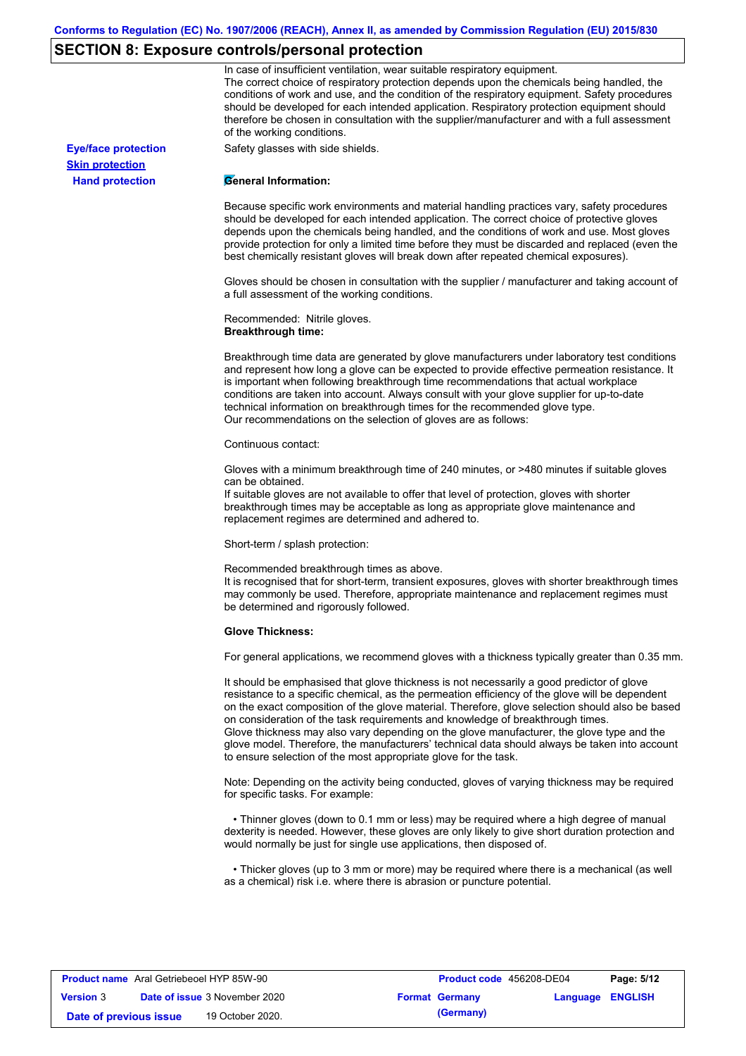## SECTION 8: Exposure controls/personal protection

In case of insufficient ventilation, wear suitable respiratory equipment.
The correct choice of respiratory protection depends upon the chemicals being handled, the conditions of work and use, and the condition of the respiratory equipment. Safety procedures should be developed for each intended application. Respiratory protection equipment should therefore be chosen in consultation with the supplier/manufacturer and with a full assessment of the working conditions.

**Eye/face protection**

Safety glasses with side shields.

**Skin protection**

**Hand protection**

**General Information:**

Because specific work environments and material handling practices vary, safety procedures should be developed for each intended application. The correct choice of protective gloves depends upon the chemicals being handled, and the conditions of work and use. Most gloves provide protection for only a limited time before they must be discarded and replaced (even the best chemically resistant gloves will break down after repeated chemical exposures).

Gloves should be chosen in consultation with the supplier / manufacturer and taking account of a full assessment of the working conditions.

Recommended: Nitrile gloves.
**Breakthrough time:**

Breakthrough time data are generated by glove manufacturers under laboratory test conditions and represent how long a glove can be expected to provide effective permeation resistance. It is important when following breakthrough time recommendations that actual workplace conditions are taken into account. Always consult with your glove supplier for up-to-date technical information on breakthrough times for the recommended glove type.
Our recommendations on the selection of gloves are as follows:

Continuous contact:

Gloves with a minimum breakthrough time of 240 minutes, or >480 minutes if suitable gloves can be obtained.
If suitable gloves are not available to offer that level of protection, gloves with shorter breakthrough times may be acceptable as long as appropriate glove maintenance and replacement regimes are determined and adhered to.

Short-term / splash protection:

Recommended breakthrough times as above.
It is recognised that for short-term, transient exposures, gloves with shorter breakthrough times may commonly be used. Therefore, appropriate maintenance and replacement regimes must be determined and rigorously followed.

**Glove Thickness:**

For general applications, we recommend gloves with a thickness typically greater than 0.35 mm.

It should be emphasised that glove thickness is not necessarily a good predictor of glove resistance to a specific chemical, as the permeation efficiency of the glove will be dependent on the exact composition of the glove material. Therefore, glove selection should also be based on consideration of the task requirements and knowledge of breakthrough times.
Glove thickness may also vary depending on the glove manufacturer, the glove type and the glove model. Therefore, the manufacturers' technical data should always be taken into account to ensure selection of the most appropriate glove for the task.

Note: Depending on the activity being conducted, gloves of varying thickness may be required for specific tasks. For example:

- Thinner gloves (down to 0.1 mm or less) may be required where a high degree of manual dexterity is needed. However, these gloves are only likely to give short duration protection and would normally be just for single use applications, then disposed of.

- Thicker gloves (up to 3 mm or more) may be required where there is a mechanical (as well as a chemical) risk i.e. where there is abrasion or puncture potential.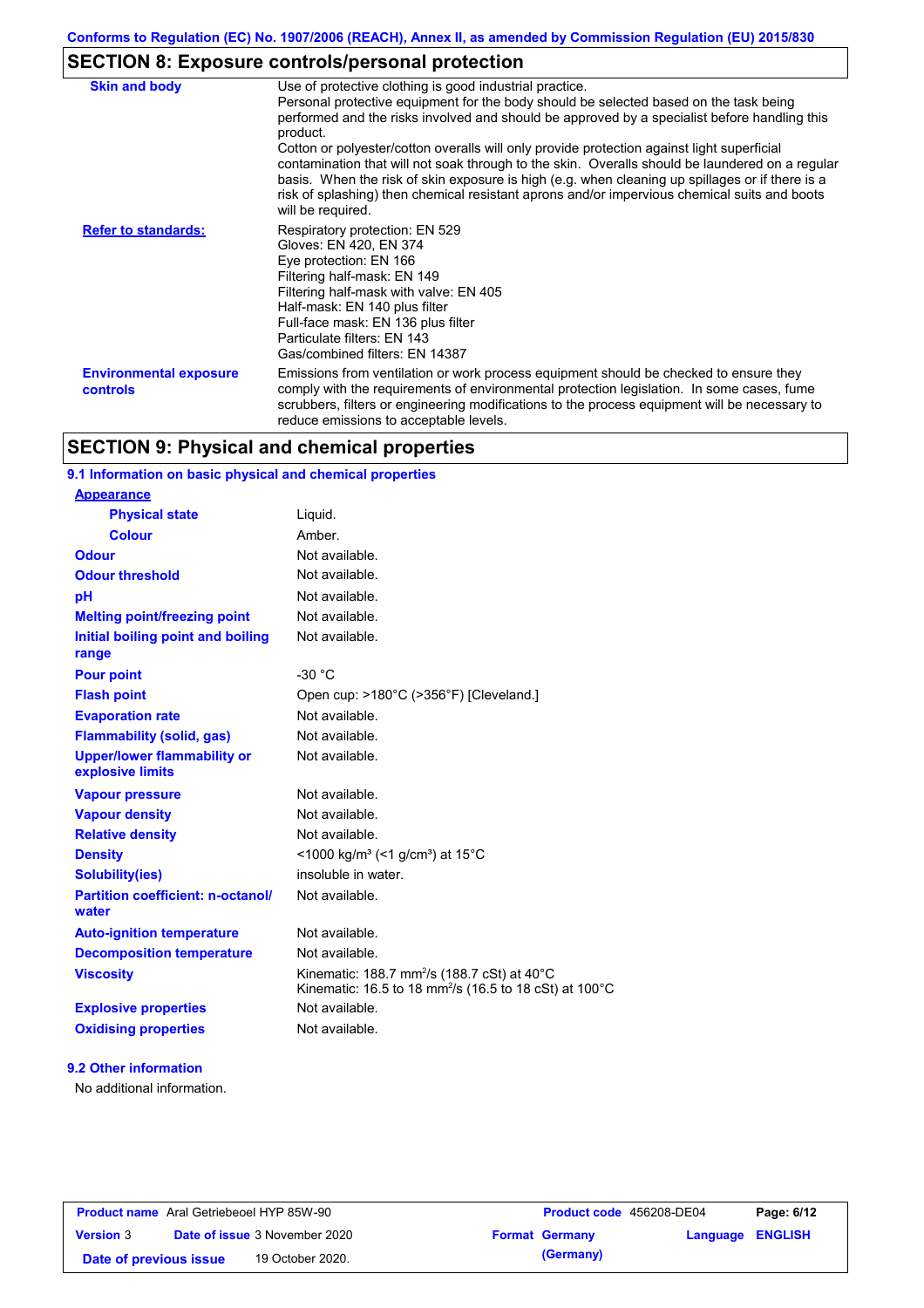## SECTION 8: Exposure controls/personal protection

| | |
|---|---|
| **Skin and body** | Use of protective clothing is good industrial practice. Personal protective equipment for the body should be selected based on the task being performed and the risks involved and should be approved by a specialist before handling this product. Cotton or polyester/cotton overalls will only provide protection against light superficial contamination that will not soak through to the skin. Overalls should be laundered on a regular basis. When the risk of skin exposure is high (e.g. when cleaning up spillages or if there is a risk of splashing) then chemical resistant aprons and/or impervious chemical suits and boots will be required. |
| **Refer to standards:** | Respiratory protection: EN 529<br>Gloves: EN 420, EN 374<br>Eye protection: EN 166<br>Filtering half-mask: EN 149<br>Filtering half-mask with valve: EN 405<br>Half-mask: EN 140 plus filter<br>Full-face mask: EN 136 plus filter<br>Particulate filters: EN 143<br>Gas/combined filters: EN 14387 |
| **Environmental exposure controls** | Emissions from ventilation or work process equipment should be checked to ensure they comply with the requirements of environmental protection legislation. In some cases, fume scrubbers, filters or engineering modifications to the process equipment will be necessary to reduce emissions to acceptable levels. |

## SECTION 9: Physical and chemical properties

### 9.1 Information on basic physical and chemical properties

| | |
|---|---|
| **Appearance** | |
| **Physical state** | Liquid. |
| **Colour** | Amber. |
| **Odour** | Not available. |
| **Odour threshold** | Not available. |
| **pH** | Not available. |
| **Melting point/freezing point** | Not available. |
| **Initial boiling point and boiling range** | Not available. |
| **Pour point** | -30 °C |
| **Flash point** | Open cup: >180°C (>356°F) [Cleveland.] |
| **Evaporation rate** | Not available. |
| **Flammability (solid, gas)** | Not available. |
| **Upper/lower flammability or explosive limits** | Not available. |
| **Vapour pressure** | Not available. |
| **Vapour density** | Not available. |
| **Relative density** | Not available. |
| **Density** | <1000 kg/m³ (<1 g/cm³) at 15°C |
| **Solubility(ies)** | insoluble in water. |
| **Partition coefficient: n-octanol/ water** | Not available. |
| **Auto-ignition temperature** | Not available. |
| **Decomposition temperature** | Not available. |
| **Viscosity** | Kinematic: 188.7 mm²/s (188.7 cSt) at 40°C<br>Kinematic: 16.5 to 18 mm²/s (16.5 to 18 cSt) at 100°C |
| **Explosive properties** | Not available. |
| **Oxidising properties** | Not available. |

### 9.2 Other information

No additional information.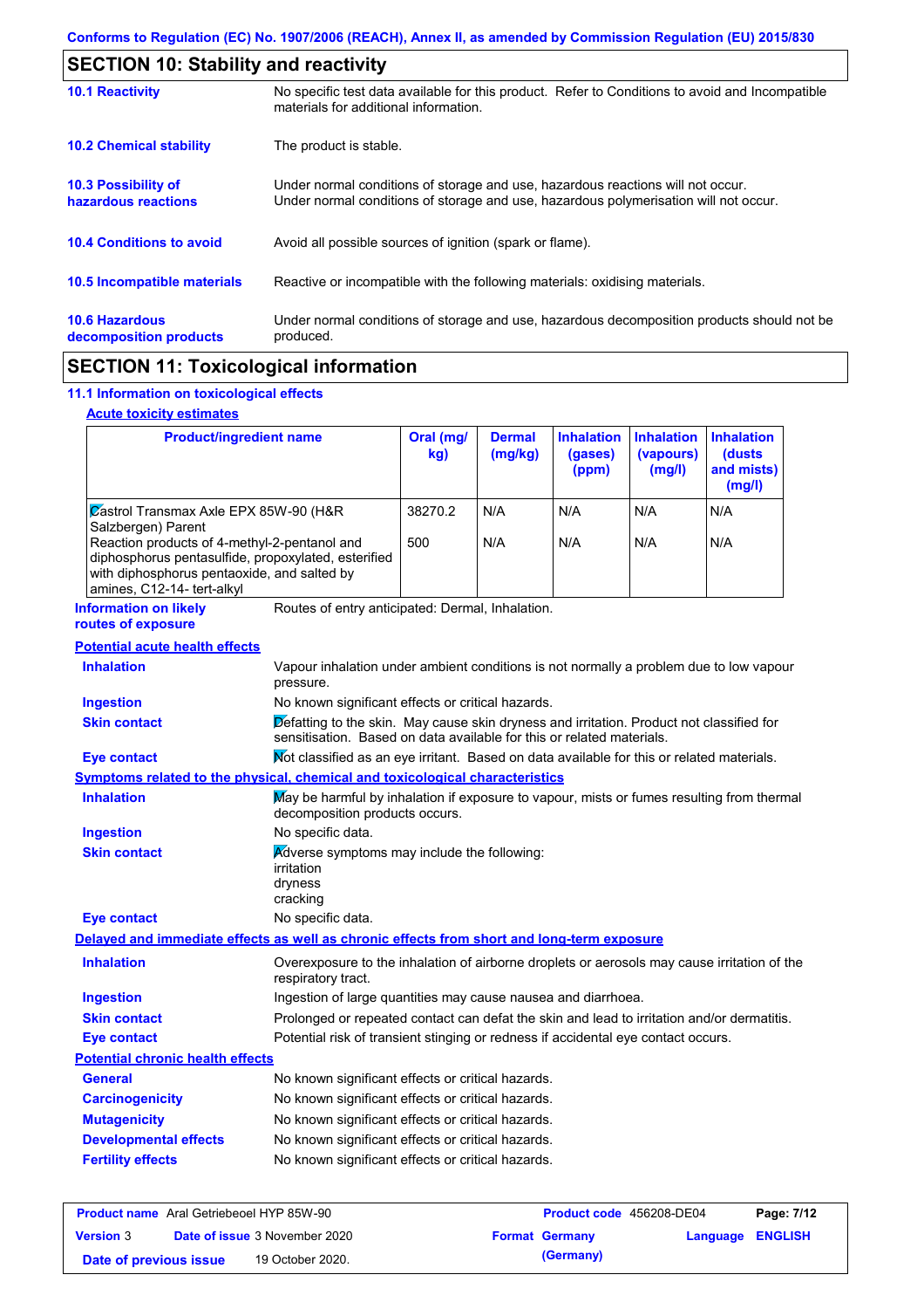## SECTION 10: Stability and reactivity

**10.1 Reactivity**

No specific test data available for this product. Refer to Conditions to avoid and Incompatible materials for additional information.

**10.2 Chemical stability**

The product is stable.

**10.3 Possibility of hazardous reactions**

Under normal conditions of storage and use, hazardous reactions will not occur.
Under normal conditions of storage and use, hazardous polymerisation will not occur.

**10.4 Conditions to avoid**

Avoid all possible sources of ignition (spark or flame).

**10.5 Incompatible materials**

Reactive or incompatible with the following materials: oxidising materials.

**10.6 Hazardous decomposition products**

Under normal conditions of storage and use, hazardous decomposition products should not be produced.

## SECTION 11: Toxicological information

### 11.1 Information on toxicological effects

**Acute toxicity estimates**

| Product/ingredient name | Oral (mg/kg) | Dermal (mg/kg) | Inhalation (gases) (ppm) | Inhalation (vapours) (mg/l) | Inhalation (dusts and mists) (mg/l) |
|---|---|---|---|---|---|
| Castrol Transmax Axle EPX 85W-90 (H&R Salzbergen) Parent | 38270.2 | N/A | N/A | N/A | N/A |
| Reaction products of 4-methyl-2-pentanol and diphosphorus pentasulfide, propoxylated, esterified with diphosphorus pentaoxide, and salted by amines, C12-14- tert-alkyl | 500 | N/A | N/A | N/A | N/A |

**Information on likely routes of exposure**: Routes of entry anticipated: Dermal, Inhalation.

**Potential acute health effects**

- **Inhalation**: Vapour inhalation under ambient conditions is not normally a problem due to low vapour pressure.
- **Ingestion**: No known significant effects or critical hazards.
- **Skin contact**: Defatting to the skin. May cause skin dryness and irritation. Product not classified for sensitisation. Based on data available for this or related materials.
- **Eye contact**: Not classified as an eye irritant. Based on data available for this or related materials.

**Symptoms related to the physical, chemical and toxicological characteristics**

- **Inhalation**: May be harmful by inhalation if exposure to vapour, mists or fumes resulting from thermal decomposition products occurs.
- **Ingestion**: No specific data.
- **Skin contact**: Adverse symptoms may include the following:
  irritation
  dryness
  cracking
- **Eye contact**: No specific data.

**Delayed and immediate effects as well as chronic effects from short and long-term exposure**

- **Inhalation**: Overexposure to the inhalation of airborne droplets or aerosols may cause irritation of the respiratory tract.
- **Ingestion**: Ingestion of large quantities may cause nausea and diarrhoea.
- **Skin contact**: Prolonged or repeated contact can defat the skin and lead to irritation and/or dermatitis.
- **Eye contact**: Potential risk of transient stinging or redness if accidental eye contact occurs.

**Potential chronic health effects**

- **General**: No known significant effects or critical hazards.
- **Carcinogenicity**: No known significant effects or critical hazards.
- **Mutagenicity**: No known significant effects or critical hazards.
- **Developmental effects**: No known significant effects or critical hazards.
- **Fertility effects**: No known significant effects or critical hazards.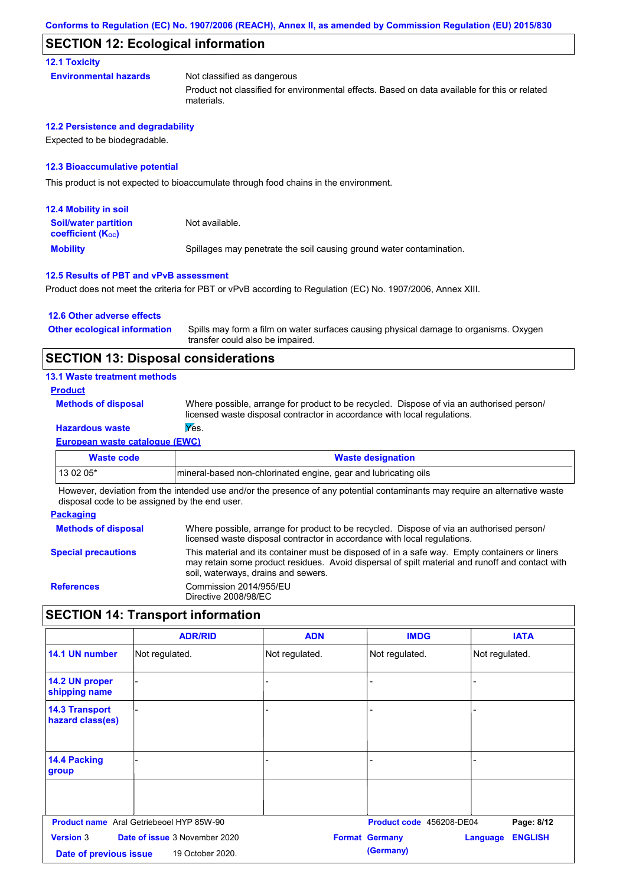Conforms to Regulation (EC) No. 1907/2006 (REACH), Annex II, as amended by Commission Regulation (EU) 2015/830

## SECTION 12: Ecological information

### 12.1 Toxicity

**Environmental hazards**
Not classified as dangerous

Product not classified for environmental effects. Based on data available for this or related materials.

### 12.2 Persistence and degradability

Expected to be biodegradable.

### 12.3 Bioaccumulative potential

This product is not expected to bioaccumulate through food chains in the environment.

### 12.4 Mobility in soil

**Soil/water partition coefficient ($K_{OC}$)**
Not available.

**Mobility**
Spillages may penetrate the soil causing ground water contamination.

### 12.5 Results of PBT and vPvB assessment

Product does not meet the criteria for PBT or vPvB according to Regulation (EC) No. 1907/2006, Annex XIII.

### 12.6 Other adverse effects

**Other ecological information**
Spills may form a film on water surfaces causing physical damage to organisms. Oxygen transfer could also be impaired.

## SECTION 13: Disposal considerations

### 13.1 Waste treatment methods

**Product**

**Methods of disposal**
Where possible, arrange for product to be recycled. Dispose of via an authorised person/ licensed waste disposal contractor in accordance with local regulations.

**Hazardous waste**
Yes.

**European waste catalogue (EWC)**

| Waste code | Waste designation |
|---|---|
| 13 02 05* | mineral-based non-chlorinated engine, gear and lubricating oils |

However, deviation from the intended use and/or the presence of any potential contaminants may require an alternative waste disposal code to be assigned by the end user.

**Packaging**

**Methods of disposal**
Where possible, arrange for product to be recycled. Dispose of via an authorised person/ licensed waste disposal contractor in accordance with local regulations.

**Special precautions**
This material and its container must be disposed of in a safe way. Empty containers or liners may retain some product residues. Avoid dispersal of spilt material and runoff and contact with soil, waterways, drains and sewers.

**References**
Commission 2014/955/EU
Directive 2008/98/EC

## SECTION 14: Transport information

| | ADR/RID | ADN | IMDG | IATA |
|---|---|---|---|---|
| 14.1 UN number | Not regulated. | Not regulated. | Not regulated. | Not regulated. |
| 14.2 UN proper shipping name | - | - | - | - |
| 14.3 Transport hazard class(es) | - | - | - | - |
| 14.4 Packing group | - | - | - | - |
| | | | | |

**Product name** Aral Getriebeoel HYP 85W-90 **Product code** 456208-DE04
**Version** 3 **Date of issue** 3 November 2020 **Format** Germany (Germany) **Language** ENGLISH
**Date of previous issue** 19 October 2020.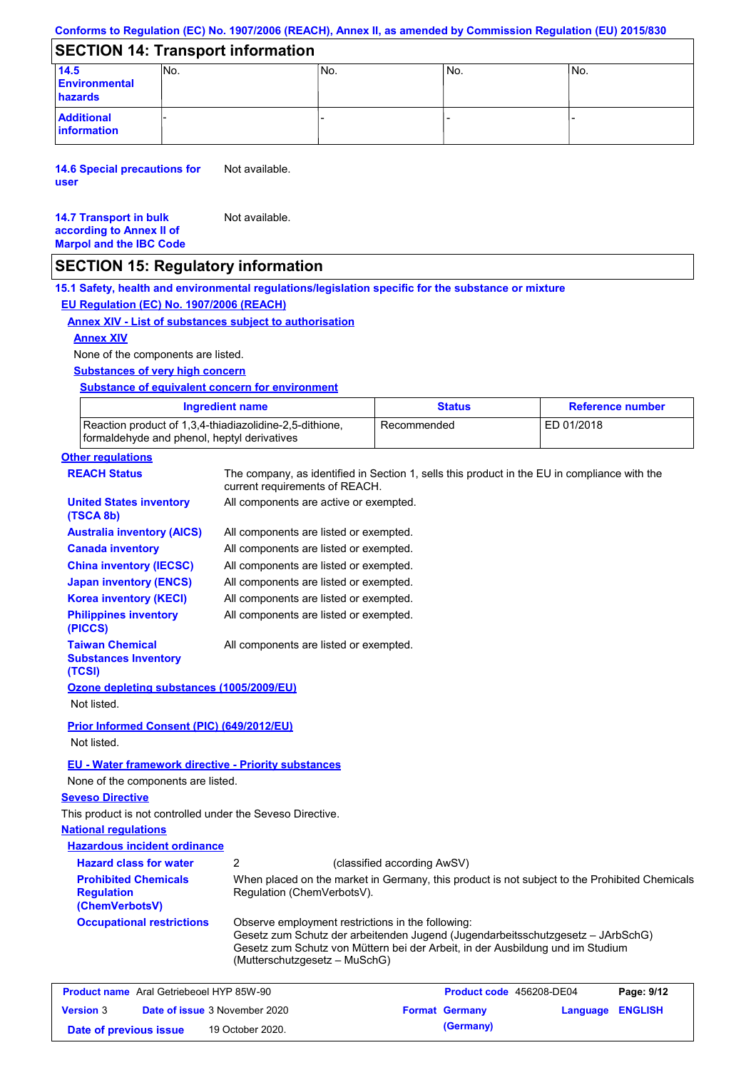Conforms to Regulation (EC) No. 1907/2006 (REACH), Annex II, as amended by Commission Regulation (EU) 2015/830

## SECTION 14: Transport information

| | | | | |
|---|---|---|---|---|
| **14.5 Environmental hazards** | No. | No. | No. | No. |
| **Additional information** | - | - | - | - |

**14.6 Special precautions for user** Not available.

**14.7 Transport in bulk according to Annex II of Marpol and the IBC Code** Not available.

## SECTION 15: Regulatory information

### 15.1 Safety, health and environmental regulations/legislation specific for the substance or mixture

**EU Regulation (EC) No. 1907/2006 (REACH)**

**Annex XIV - List of substances subject to authorisation**

**Annex XIV**

None of the components are listed.

**Substances of very high concern**

**Substance of equivalent concern for environment**

| Ingredient name | Status | Reference number |
|---|---|---|
| Reaction product of 1,3,4-thiadiazolidine-2,5-dithione, formaldehyde and phenol, heptyl derivatives | Recommended | ED 01/2018 |

**Other regulations**

**REACH Status** The company, as identified in Section 1, sells this product in the EU in compliance with the current requirements of REACH.

**United States inventory (TSCA 8b)** All components are active or exempted.

**Australia inventory (AICS)** All components are listed or exempted.

**Canada inventory** All components are listed or exempted.

**China inventory (IECSC)** All components are listed or exempted.

**Japan inventory (ENCS)** All components are listed or exempted.

**Korea inventory (KECI)** All components are listed or exempted.

**Philippines inventory (PICCS)** All components are listed or exempted.

**Taiwan Chemical Substances Inventory (TCSI)** All components are listed or exempted.

**Ozone depleting substances (1005/2009/EU)**

Not listed.

**Prior Informed Consent (PIC) (649/2012/EU)**

Not listed.

**EU - Water framework directive - Priority substances**

None of the components are listed.

**Seveso Directive**

This product is not controlled under the Seveso Directive.

**National regulations**

**Hazardous incident ordinance**

**Hazard class for water** 2 (classified according AwSV)

**Prohibited Chemicals Regulation (ChemVerbotsV)** When placed on the market in Germany, this product is not subject to the Prohibited Chemicals Regulation (ChemVerbotsV).

**Occupational restrictions** Observe employment restrictions in the following:
Gesetz zum Schutz der arbeitenden Jugend (Jugendarbeitsschutzgesetz – JArbSchG)
Gesetz zum Schutz von Müttern bei der Arbeit, in der Ausbildung und im Studium (Mutterschutzgesetz – MuSchG)

| | | | |
|---|---|---|---|
| **Product name** Aral Getriebeoel HYP 85W-90 | | **Product code** 456208-DE04 | |
| **Version** 3 | **Date of issue** 3 November 2020 | **Format** Germany (Germany) | **Language** ENGLISH |
| **Date of previous issue** | 19 October 2020. | | |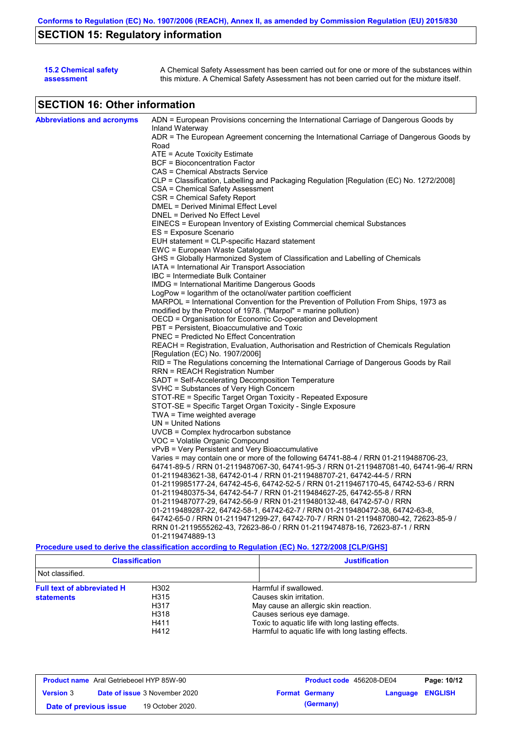## SECTION 15: Regulatory information

**15.2 Chemical safety assessment**

A Chemical Safety Assessment has been carried out for one or more of the substances within this mixture. A Chemical Safety Assessment has not been carried out for the mixture itself.

## SECTION 16: Other information

**Abbreviations and acronyms**

ADN = European Provisions concerning the International Carriage of Dangerous Goods by Inland Waterway
ADR = The European Agreement concerning the International Carriage of Dangerous Goods by Road
ATE = Acute Toxicity Estimate
BCF = Bioconcentration Factor
CAS = Chemical Abstracts Service
CLP = Classification, Labelling and Packaging Regulation [Regulation (EC) No. 1272/2008]
CSA = Chemical Safety Assessment
CSR = Chemical Safety Report
DMEL = Derived Minimal Effect Level
DNEL = Derived No Effect Level
EINECS = European Inventory of Existing Commercial chemical Substances
ES = Exposure Scenario
EUH statement = CLP-specific Hazard statement
EWC = European Waste Catalogue
GHS = Globally Harmonized System of Classification and Labelling of Chemicals
IATA = International Air Transport Association
IBC = Intermediate Bulk Container
IMDG = International Maritime Dangerous Goods
LogPow = logarithm of the octanol/water partition coefficient
MARPOL = International Convention for the Prevention of Pollution From Ships, 1973 as modified by the Protocol of 1978. ("Marpol" = marine pollution)
OECD = Organisation for Economic Co-operation and Development
PBT = Persistent, Bioaccumulative and Toxic
PNEC = Predicted No Effect Concentration
REACH = Registration, Evaluation, Authorisation and Restriction of Chemicals Regulation [Regulation (EC) No. 1907/2006]
RID = The Regulations concerning the International Carriage of Dangerous Goods by Rail
RRN = REACH Registration Number
SADT = Self-Accelerating Decomposition Temperature
SVHC = Substances of Very High Concern
STOT-RE = Specific Target Organ Toxicity - Repeated Exposure
STOT-SE = Specific Target Organ Toxicity - Single Exposure
TWA = Time weighted average
UN = United Nations
UVCB = Complex hydrocarbon substance
VOC = Volatile Organic Compound
vPvB = Very Persistent and Very Bioaccumulative
Varies = may contain one or more of the following 64741-88-4 / RRN 01-2119488706-23, 64741-89-5 / RRN 01-2119487067-30, 64741-95-3 / RRN 01-2119487081-40, 64741-96-4/ RRN 01-2119483621-38, 64742-01-4 / RRN 01-2119488707-21, 64742-44-5 / RRN 01-2119985177-24, 64742-45-6, 64742-52-5 / RRN 01-2119467170-45, 64742-53-6 / RRN 01-2119480375-34, 64742-54-7 / RRN 01-2119484627-25, 64742-55-8 / RRN 01-2119487077-29, 64742-56-9 / RRN 01-2119480132-48, 64742-57-0 / RRN 01-2119489287-22, 64742-58-1, 64742-62-7 / RRN 01-2119480472-38, 64742-63-8, 64742-65-0 / RRN 01-2119471299-27, 64742-70-7 / RRN 01-2119487080-42, 72623-85-9 / RRN 01-2119555262-43, 72623-86-0 / RRN 01-2119474878-16, 72623-87-1 / RRN 01-2119474889-13

**Procedure used to derive the classification according to Regulation (EC) No. 1272/2008 [CLP/GHS]**

| Classification | Justification |
|---|---|
| Not classified. | |

**Full text of abbreviated H statements**

| | |
|---|---|
| H302 | Harmful if swallowed. |
| H315 | Causes skin irritation. |
| H317 | May cause an allergic skin reaction. |
| H318 | Causes serious eye damage. |
| H411 | Toxic to aquatic life with long lasting effects. |
| H412 | Harmful to aquatic life with long lasting effects. |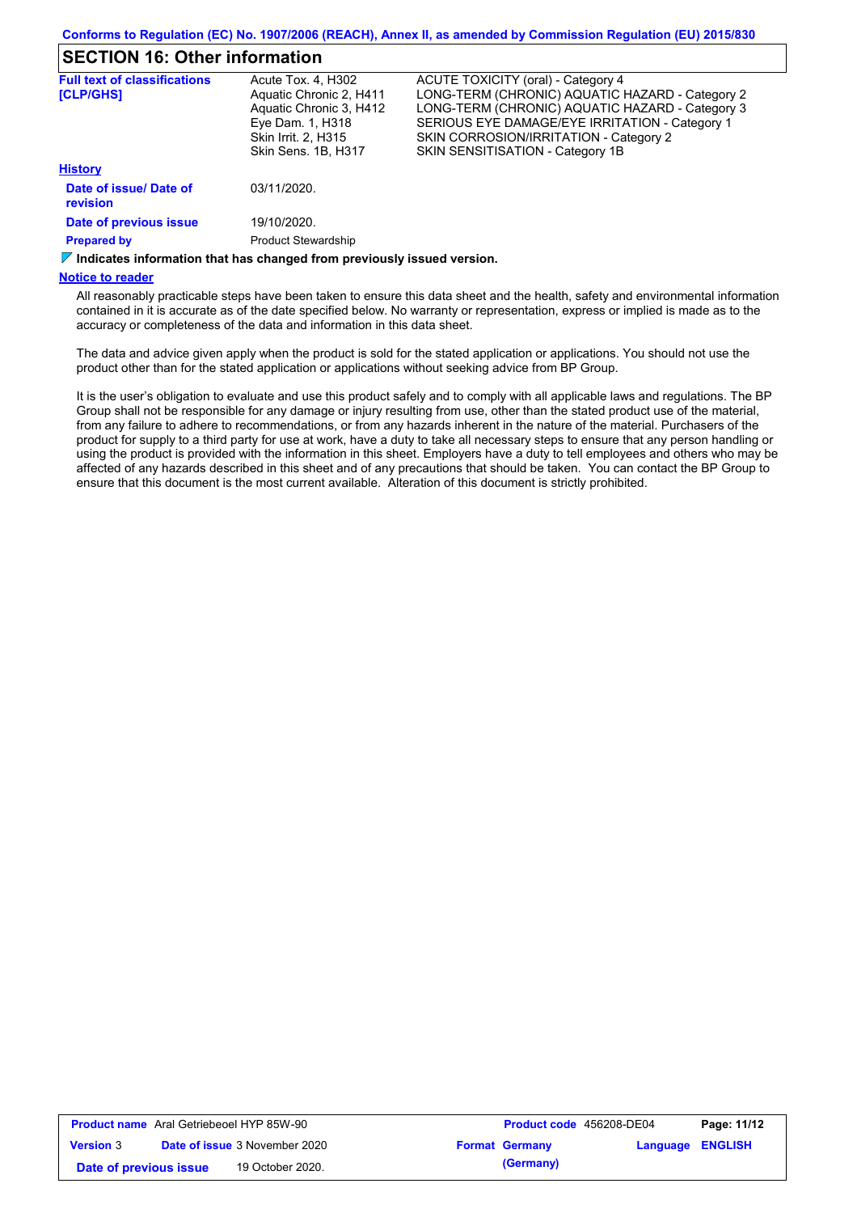Conforms to Regulation (EC) No. 1907/2006 (REACH), Annex II, as amended by Commission Regulation (EU) 2015/830

## SECTION 16: Other information

| **Full text of classifications [CLP/GHS]** | Acute Tox. 4, H302 | ACUTE TOXICITY (oral) - Category 4 |
|---|---|---|
| | Aquatic Chronic 2, H411 | LONG-TERM (CHRONIC) AQUATIC HAZARD - Category 2 |
| | Aquatic Chronic 3, H412 | LONG-TERM (CHRONIC) AQUATIC HAZARD - Category 3 |
| | Eye Dam. 1, H318 | SERIOUS EYE DAMAGE/EYE IRRITATION - Category 1 |
| | Skin Irrit. 2, H315 | SKIN CORROSION/IRRITATION - Category 2 |
| | Skin Sens. 1B, H317 | SKIN SENSITISATION - Category 1B |

**History**

| | |
|---|---|
| **Date of issue/ Date of revision** | 03/11/2020. |
| **Date of previous issue** | 19/10/2020. |
| **Prepared by** | Product Stewardship |

**Indicates information that has changed from previously issued version.**

**Notice to reader**

All reasonably practicable steps have been taken to ensure this data sheet and the health, safety and environmental information contained in it is accurate as of the date specified below. No warranty or representation, express or implied is made as to the accuracy or completeness of the data and information in this data sheet.

The data and advice given apply when the product is sold for the stated application or applications. You should not use the product other than for the stated application or applications without seeking advice from BP Group.

It is the user's obligation to evaluate and use this product safely and to comply with all applicable laws and regulations. The BP Group shall not be responsible for any damage or injury resulting from use, other than the stated product use of the material, from any failure to adhere to recommendations, or from any hazards inherent in the nature of the material. Purchasers of the product for supply to a third party for use at work, have a duty to take all necessary steps to ensure that any person handling or using the product is provided with the information in this sheet. Employers have a duty to tell employees and others who may be affected of any hazards described in this sheet and of any precautions that should be taken. You can contact the BP Group to ensure that this document is the most current available. Alteration of this document is strictly prohibited.